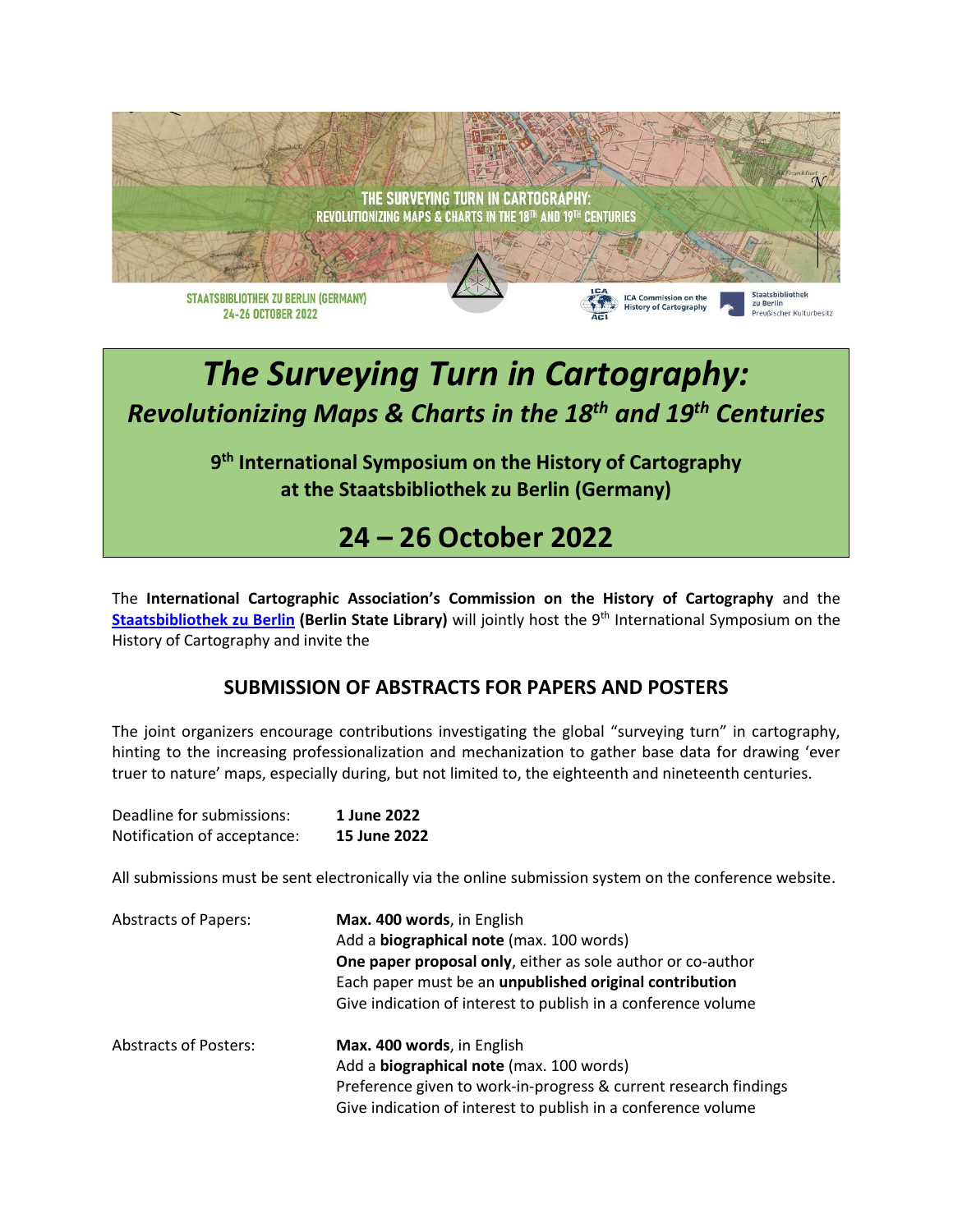# *The Surveying Turn in Cartography:*
## *Revolutionizing Maps & Charts in the 18th and 19th Centuries*

**9th International Symposium on the History of Cartography at the Staatsbibliothek zu Berlin (Germany)**

# 24 – 26 October 2022

The **International Cartographic Association's Commission on the History of Cartography** and the **Staatsbibliothek zu Berlin (Berlin State Library)** will jointly host the 9th International Symposium on the History of Cartography and invite the

## SUBMISSION OF ABSTRACTS FOR PAPERS AND POSTERS

The joint organizers encourage contributions investigating the global "surveying turn" in cartography, hinting to the increasing professionalization and mechanization to gather base data for drawing 'ever truer to nature' maps, especially during, but not limited to, the eighteenth and nineteenth centuries.

| | |
|---|---|
| Deadline for submissions: | **1 June 2022** |
| Notification of acceptance: | **15 June 2022** |

All submissions must be sent electronically via the online submission system on the conference website.

| | |
|---|---|
| Abstracts of Papers: | **Max. 400 words**, in English<br>Add a **biographical note** (max. 100 words)<br>**One paper proposal only**, either as sole author or co-author<br>Each paper must be an **unpublished original contribution**<br>Give indication of interest to publish in a conference volume |
| Abstracts of Posters: | **Max. 400 words**, in English<br>Add a **biographical note** (max. 100 words)<br>Preference given to work-in-progress & current research findings<br>Give indication of interest to publish in a conference volume |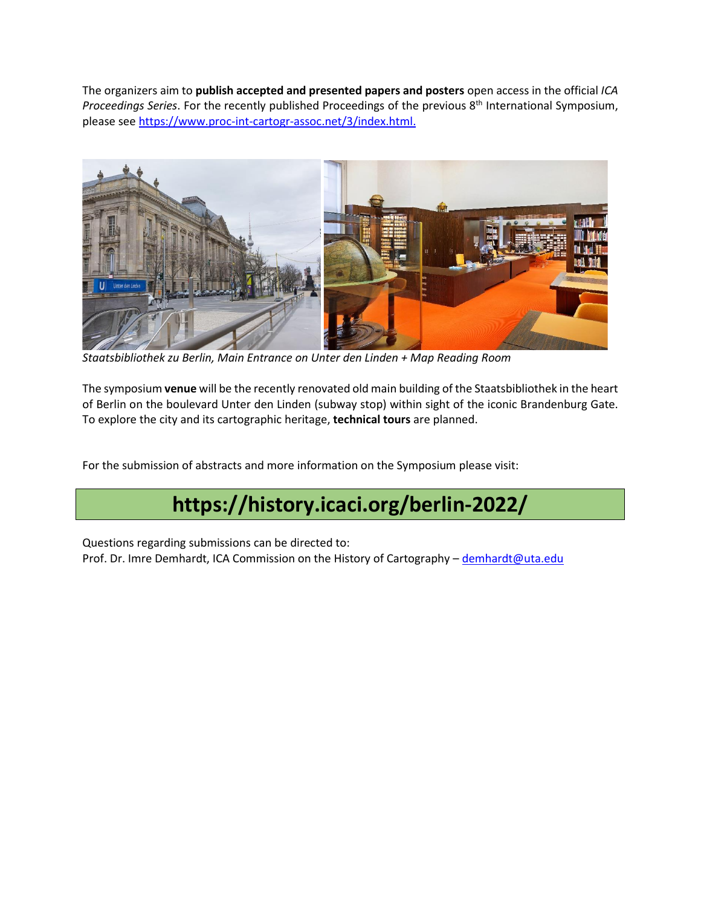The organizers aim to **publish accepted and presented papers and posters** open access in the official *ICA Proceedings Series*. For the recently published Proceedings of the previous 8th International Symposium, please see https://www.proc-int-cartogr-assoc.net/3/index.html.

*Staatsbibliothek zu Berlin, Main Entrance on Unter den Linden + Map Reading Room*

The symposium **venue** will be the recently renovated old main building of the Staatsbibliothek in the heart of Berlin on the boulevard Unter den Linden (subway stop) within sight of the iconic Brandenburg Gate. To explore the city and its cartographic heritage, **technical tours** are planned.

For the submission of abstracts and more information on the Symposium please visit:

# https://history.icaci.org/berlin-2022/

Questions regarding submissions can be directed to:
Prof. Dr. Imre Demhardt, ICA Commission on the History of Cartography – demhardt@uta.edu